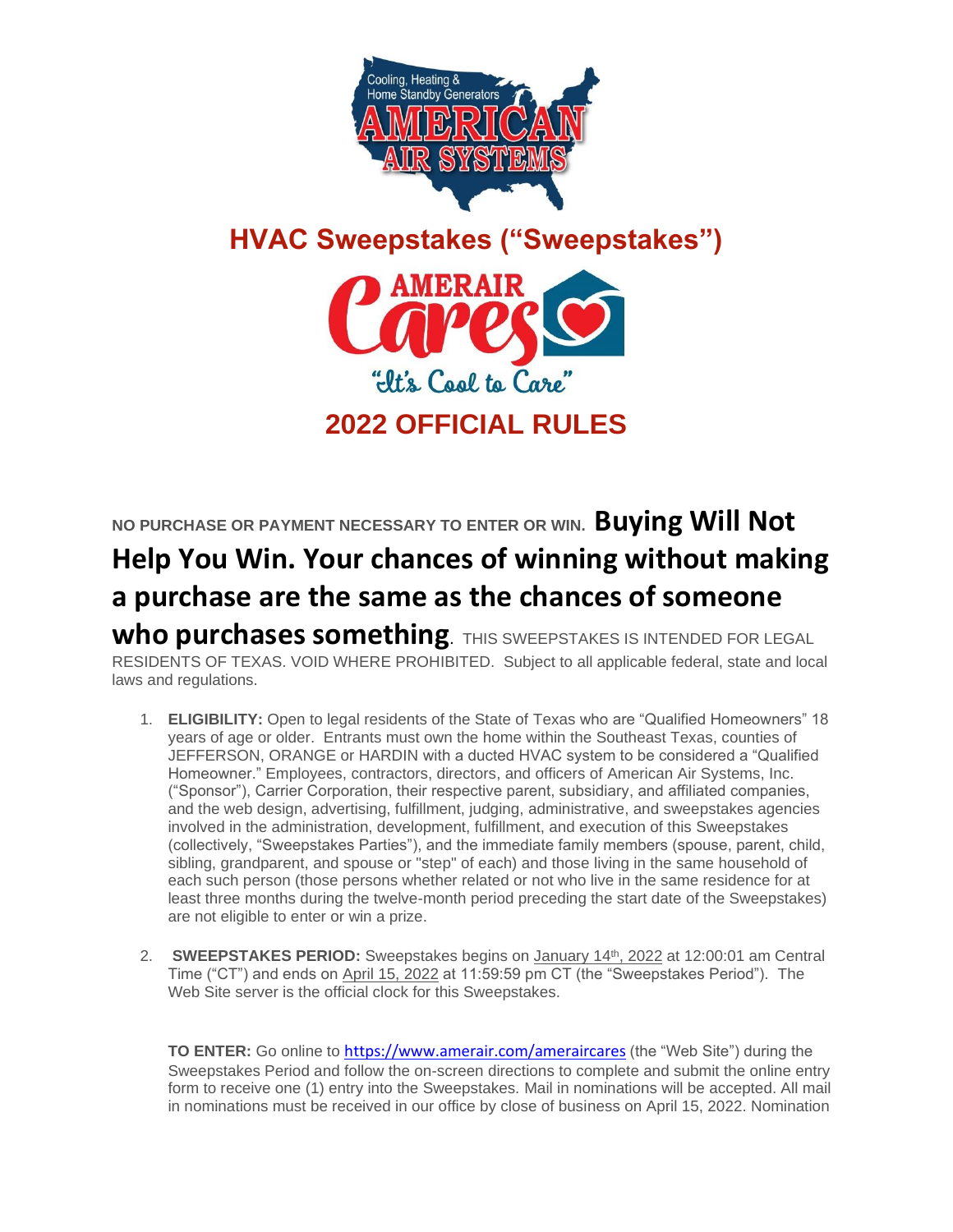Cooling, Heating & Home Standby Generators

AMERICAN AIR SYSTEMS

# HVAC Sweepstakes ("Sweepstakes")

AMERAIR Cares

"It's Cool to Care"

# 2022 OFFICIAL RULES

**NO PURCHASE OR PAYMENT NECESSARY TO ENTER OR WIN. Buying Will Not Help You Win. Your chances of winning without making a purchase are the same as the chances of someone who purchases something**. THIS SWEEPSTAKES IS INTENDED FOR LEGAL RESIDENTS OF TEXAS. VOID WHERE PROHIBITED. Subject to all applicable federal, state and local laws and regulations.

1. **ELIGIBILITY:** Open to legal residents of the State of Texas who are "Qualified Homeowners" 18 years of age or older. Entrants must own the home within the Southeast Texas, counties of JEFFERSON, ORANGE or HARDIN with a ducted HVAC system to be considered a "Qualified Homeowner." Employees, contractors, directors, and officers of American Air Systems, Inc. ("Sponsor"), Carrier Corporation, their respective parent, subsidiary, and affiliated companies, and the web design, advertising, fulfillment, judging, administrative, and sweepstakes agencies involved in the administration, development, fulfillment, and execution of this Sweepstakes (collectively, "Sweepstakes Parties"), and the immediate family members (spouse, parent, child, sibling, grandparent, and spouse or "step" of each) and those living in the same household of each such person (those persons whether related or not who live in the same residence for at least three months during the twelve-month period preceding the start date of the Sweepstakes) are not eligible to enter or win a prize.

2. **SWEEPSTAKES PERIOD:** Sweepstakes begins on January 14th, 2022 at 12:00:01 am Central Time ("CT") and ends on April 15, 2022 at 11:59:59 pm CT (the "Sweepstakes Period"). The Web Site server is the official clock for this Sweepstakes.

   **TO ENTER:** Go online to https://www.amerair.com/ameraircares (the "Web Site") during the Sweepstakes Period and follow the on-screen directions to complete and submit the online entry form to receive one (1) entry into the Sweepstakes. Mail in nominations will be accepted. All mail in nominations must be received in our office by close of business on April 15, 2022. Nomination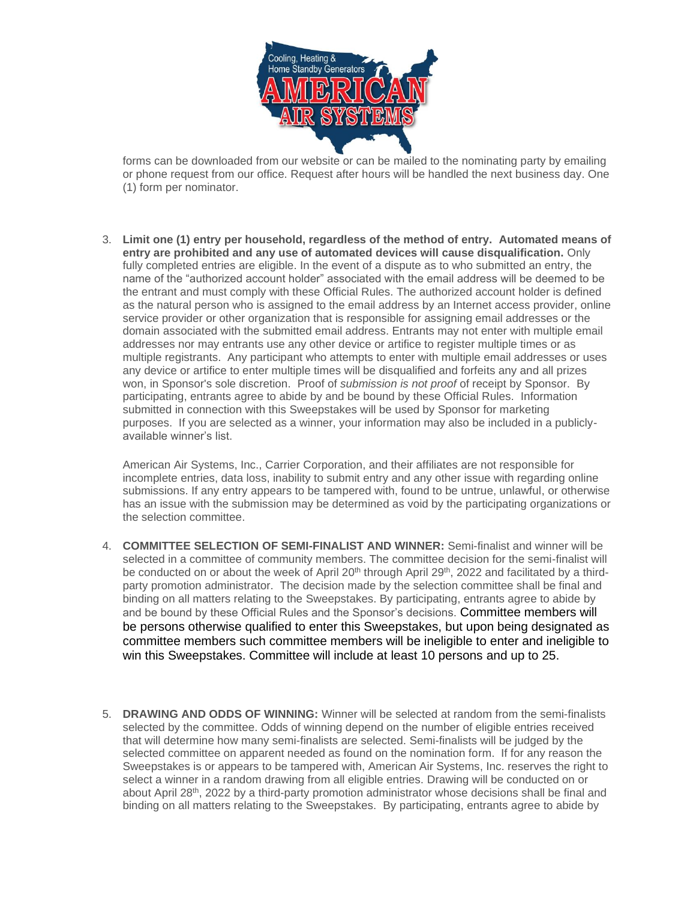forms can be downloaded from our website or can be mailed to the nominating party by emailing or phone request from our office. Request after hours will be handled the next business day. One (1) form per nominator.

3. **Limit one (1) entry per household, regardless of the method of entry. Automated means of entry are prohibited and any use of automated devices will cause disqualification.** Only fully completed entries are eligible. In the event of a dispute as to who submitted an entry, the name of the "authorized account holder" associated with the email address will be deemed to be the entrant and must comply with these Official Rules. The authorized account holder is defined as the natural person who is assigned to the email address by an Internet access provider, online service provider or other organization that is responsible for assigning email addresses or the domain associated with the submitted email address. Entrants may not enter with multiple email addresses nor may entrants use any other device or artifice to register multiple times or as multiple registrants. Any participant who attempts to enter with multiple email addresses or uses any device or artifice to enter multiple times will be disqualified and forfeits any and all prizes won, in Sponsor's sole discretion. Proof of *submission is not proof* of receipt by Sponsor. By participating, entrants agree to abide by and be bound by these Official Rules. Information submitted in connection with this Sweepstakes will be used by Sponsor for marketing purposes. If you are selected as a winner, your information may also be included in a publicly-available winner's list.

   American Air Systems, Inc., Carrier Corporation, and their affiliates are not responsible for incomplete entries, data loss, inability to submit entry and any other issue with regarding online submissions. If any entry appears to be tampered with, found to be untrue, unlawful, or otherwise has an issue with the submission may be determined as void by the participating organizations or the selection committee.

4. **COMMITTEE SELECTION OF SEMI-FINALIST AND WINNER:** Semi-finalist and winner will be selected in a committee of community members. The committee decision for the semi-finalist will be conducted on or about the week of April 20th through April 29th, 2022 and facilitated by a third-party promotion administrator. The decision made by the selection committee shall be final and binding on all matters relating to the Sweepstakes. By participating, entrants agree to abide by and be bound by these Official Rules and the Sponsor's decisions. Committee members will be persons otherwise qualified to enter this Sweepstakes, but upon being designated as committee members such committee members will be ineligible to enter and ineligible to win this Sweepstakes. Committee will include at least 10 persons and up to 25.

5. **DRAWING AND ODDS OF WINNING:** Winner will be selected at random from the semi-finalists selected by the committee. Odds of winning depend on the number of eligible entries received that will determine how many semi-finalists are selected. Semi-finalists will be judged by the selected committee on apparent needed as found on the nomination form. If for any reason the Sweepstakes is or appears to be tampered with, American Air Systems, Inc. reserves the right to select a winner in a random drawing from all eligible entries. Drawing will be conducted on or about April 28th, 2022 by a third-party promotion administrator whose decisions shall be final and binding on all matters relating to the Sweepstakes. By participating, entrants agree to abide by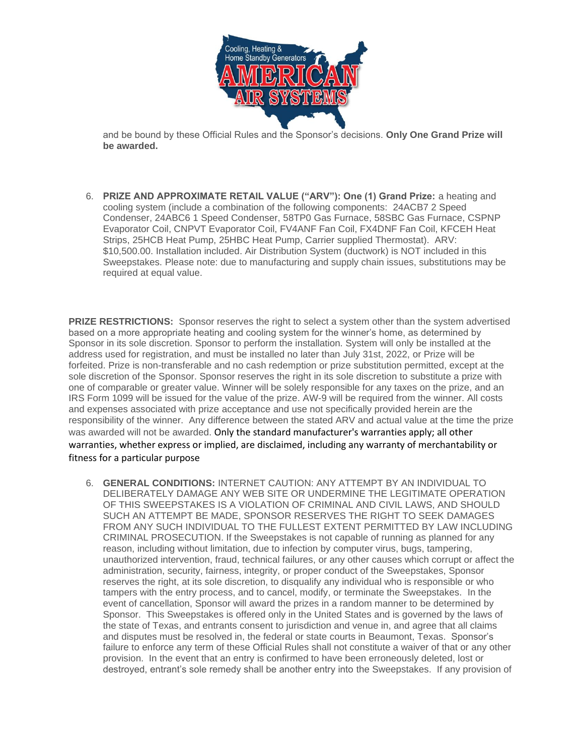and be bound by these Official Rules and the Sponsor's decisions. **Only One Grand Prize will be awarded.**

6. **PRIZE AND APPROXIMATE RETAIL VALUE ("ARV"): One (1) Grand Prize:** a heating and cooling system (include a combination of the following components: 24ACB7 2 Speed Condenser, 24ABC6 1 Speed Condenser, 58TP0 Gas Furnace, 58SBC Gas Furnace, CSPNP Evaporator Coil, CNPVT Evaporator Coil, FV4ANF Fan Coil, FX4DNF Fan Coil, KFCEH Heat Strips, 25HCB Heat Pump, 25HBC Heat Pump, Carrier supplied Thermostat). ARV: $10,500.00. Installation included. Air Distribution System (ductwork) is NOT included in this Sweepstakes. Please note: due to manufacturing and supply chain issues, substitutions may be required at equal value.

**PRIZE RESTRICTIONS:** Sponsor reserves the right to select a system other than the system advertised based on a more appropriate heating and cooling system for the winner's home, as determined by Sponsor in its sole discretion. Sponsor to perform the installation. System will only be installed at the address used for registration, and must be installed no later than July 31st, 2022, or Prize will be forfeited. Prize is non-transferable and no cash redemption or prize substitution permitted, except at the sole discretion of the Sponsor. Sponsor reserves the right in its sole discretion to substitute a prize with one of comparable or greater value. Winner will be solely responsible for any taxes on the prize, and an IRS Form 1099 will be issued for the value of the prize. AW-9 will be required from the winner. All costs and expenses associated with prize acceptance and use not specifically provided herein are the responsibility of the winner. Any difference between the stated ARV and actual value at the time the prize was awarded will not be awarded. Only the standard manufacturer's warranties apply; all other warranties, whether express or implied, are disclaimed, including any warranty of merchantability or fitness for a particular purpose

6. **GENERAL CONDITIONS:** INTERNET CAUTION: ANY ATTEMPT BY AN INDIVIDUAL TO DELIBERATELY DAMAGE ANY WEB SITE OR UNDERMINE THE LEGITIMATE OPERATION OF THIS SWEEPSTAKES IS A VIOLATION OF CRIMINAL AND CIVIL LAWS, AND SHOULD SUCH AN ATTEMPT BE MADE, SPONSOR RESERVES THE RIGHT TO SEEK DAMAGES FROM ANY SUCH INDIVIDUAL TO THE FULLEST EXTENT PERMITTED BY LAW INCLUDING CRIMINAL PROSECUTION. If the Sweepstakes is not capable of running as planned for any reason, including without limitation, due to infection by computer virus, bugs, tampering, unauthorized intervention, fraud, technical failures, or any other causes which corrupt or affect the administration, security, fairness, integrity, or proper conduct of the Sweepstakes, Sponsor reserves the right, at its sole discretion, to disqualify any individual who is responsible or who tampers with the entry process, and to cancel, modify, or terminate the Sweepstakes. In the event of cancellation, Sponsor will award the prizes in a random manner to be determined by Sponsor. This Sweepstakes is offered only in the United States and is governed by the laws of the state of Texas, and entrants consent to jurisdiction and venue in, and agree that all claims and disputes must be resolved in, the federal or state courts in Beaumont, Texas. Sponsor's failure to enforce any term of these Official Rules shall not constitute a waiver of that or any other provision. In the event that an entry is confirmed to have been erroneously deleted, lost or destroyed, entrant's sole remedy shall be another entry into the Sweepstakes. If any provision of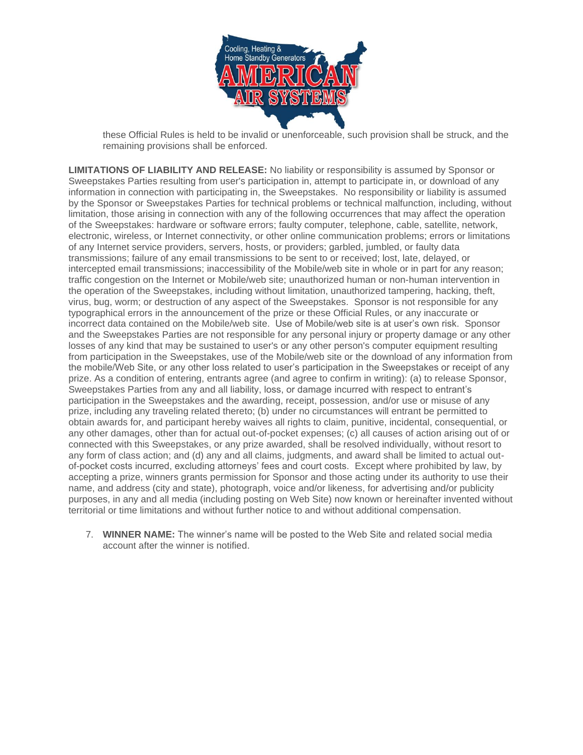these Official Rules is held to be invalid or unenforceable, such provision shall be struck, and the remaining provisions shall be enforced.

**LIMITATIONS OF LIABILITY AND RELEASE:** No liability or responsibility is assumed by Sponsor or Sweepstakes Parties resulting from user's participation in, attempt to participate in, or download of any information in connection with participating in, the Sweepstakes. No responsibility or liability is assumed by the Sponsor or Sweepstakes Parties for technical problems or technical malfunction, including, without limitation, those arising in connection with any of the following occurrences that may affect the operation of the Sweepstakes: hardware or software errors; faulty computer, telephone, cable, satellite, network, electronic, wireless, or Internet connectivity, or other online communication problems; errors or limitations of any Internet service providers, servers, hosts, or providers; garbled, jumbled, or faulty data transmissions; failure of any email transmissions to be sent to or received; lost, late, delayed, or intercepted email transmissions; inaccessibility of the Mobile/web site in whole or in part for any reason; traffic congestion on the Internet or Mobile/web site; unauthorized human or non-human intervention in the operation of the Sweepstakes, including without limitation, unauthorized tampering, hacking, theft, virus, bug, worm; or destruction of any aspect of the Sweepstakes. Sponsor is not responsible for any typographical errors in the announcement of the prize or these Official Rules, or any inaccurate or incorrect data contained on the Mobile/web site. Use of Mobile/web site is at user's own risk. Sponsor and the Sweepstakes Parties are not responsible for any personal injury or property damage or any other losses of any kind that may be sustained to user's or any other person's computer equipment resulting from participation in the Sweepstakes, use of the Mobile/web site or the download of any information from the mobile/Web Site, or any other loss related to user's participation in the Sweepstakes or receipt of any prize. As a condition of entering, entrants agree (and agree to confirm in writing): (a) to release Sponsor, Sweepstakes Parties from any and all liability, loss, or damage incurred with respect to entrant's participation in the Sweepstakes and the awarding, receipt, possession, and/or use or misuse of any prize, including any traveling related thereto; (b) under no circumstances will entrant be permitted to obtain awards for, and participant hereby waives all rights to claim, punitive, incidental, consequential, or any other damages, other than for actual out-of-pocket expenses; (c) all causes of action arising out of or connected with this Sweepstakes, or any prize awarded, shall be resolved individually, without resort to any form of class action; and (d) any and all claims, judgments, and award shall be limited to actual out-of-pocket costs incurred, excluding attorneys' fees and court costs. Except where prohibited by law, by accepting a prize, winners grants permission for Sponsor and those acting under its authority to use their name, and address (city and state), photograph, voice and/or likeness, for advertising and/or publicity purposes, in any and all media (including posting on Web Site) now known or hereinafter invented without territorial or time limitations and without further notice to and without additional compensation.

7. **WINNER NAME:** The winner's name will be posted to the Web Site and related social media account after the winner is notified.